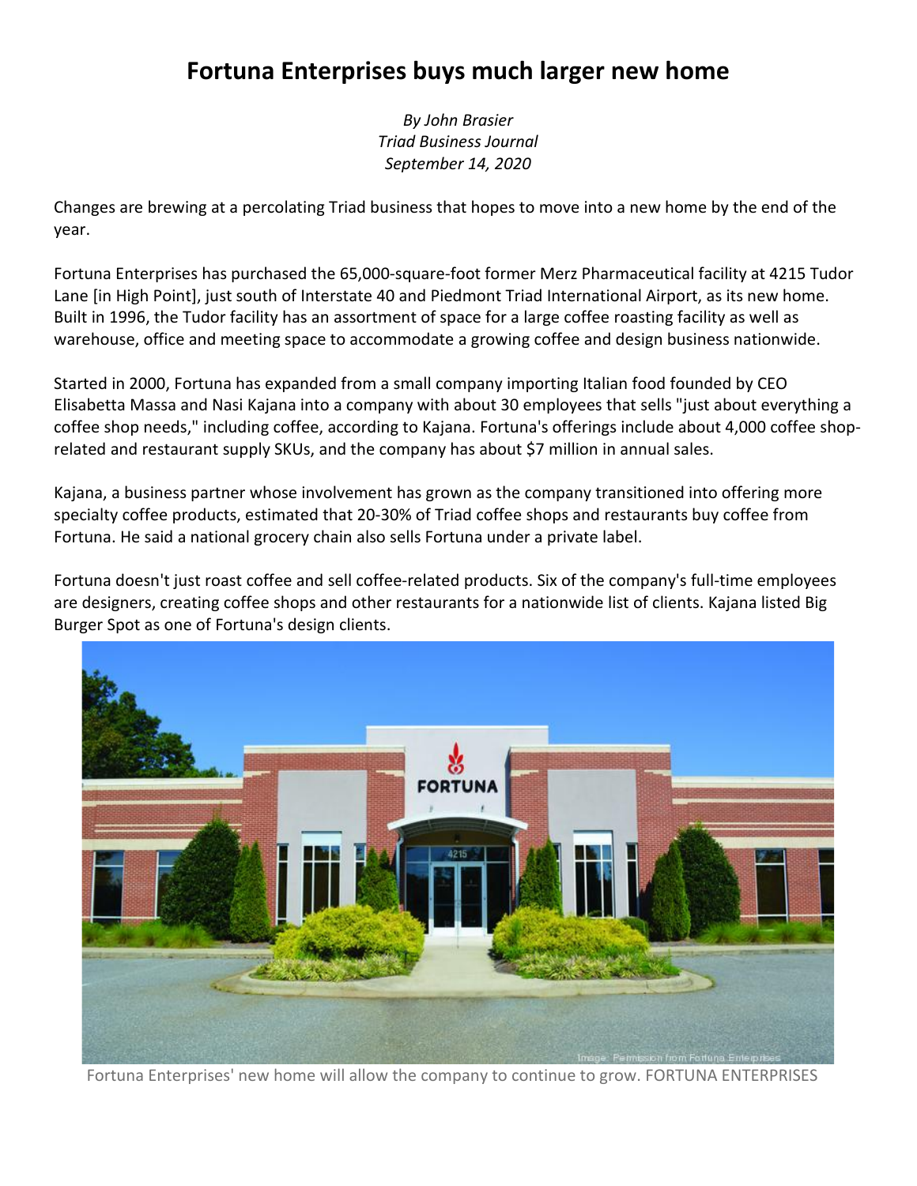# Fortuna Enterprises buys much larger new home

*By John Brasier*
*Triad Business Journal*
*September 14, 2020*

Changes are brewing at a percolating Triad business that hopes to move into a new home by the end of the year.

Fortuna Enterprises has purchased the 65,000-square-foot former Merz Pharmaceutical facility at 4215 Tudor Lane [in High Point], just south of Interstate 40 and Piedmont Triad International Airport, as its new home. Built in 1996, the Tudor facility has an assortment of space for a large coffee roasting facility as well as warehouse, office and meeting space to accommodate a growing coffee and design business nationwide.

Started in 2000, Fortuna has expanded from a small company importing Italian food founded by CEO Elisabetta Massa and Nasi Kajana into a company with about 30 employees that sells "just about everything a coffee shop needs," including coffee, according to Kajana. Fortuna's offerings include about 4,000 coffee shop-related and restaurant supply SKUs, and the company has about $7 million in annual sales.

Kajana, a business partner whose involvement has grown as the company transitioned into offering more specialty coffee products, estimated that 20-30% of Triad coffee shops and restaurants buy coffee from Fortuna. He said a national grocery chain also sells Fortuna under a private label.

Fortuna doesn't just roast coffee and sell coffee-related products. Six of the company's full-time employees are designers, creating coffee shops and other restaurants for a nationwide list of clients. Kajana listed Big Burger Spot as one of Fortuna's design clients.

Fortuna Enterprises' new home will allow the company to continue to grow. FORTUNA ENTERPRISES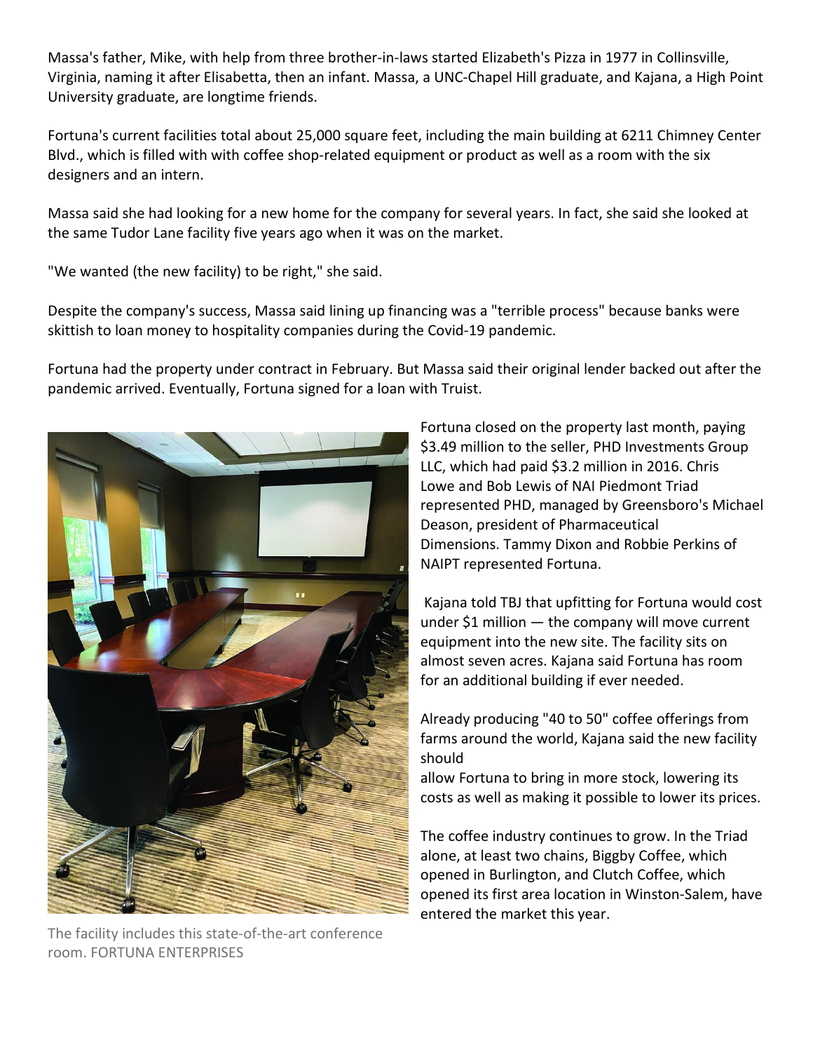Massa's father, Mike, with help from three brother-in-laws started Elizabeth's Pizza in 1977 in Collinsville, Virginia, naming it after Elisabetta, then an infant. Massa, a UNC-Chapel Hill graduate, and Kajana, a High Point University graduate, are longtime friends.

Fortuna's current facilities total about 25,000 square feet, including the main building at 6211 Chimney Center Blvd., which is filled with with coffee shop-related equipment or product as well as a room with the six designers and an intern.

Massa said she had looking for a new home for the company for several years. In fact, she said she looked at the same Tudor Lane facility five years ago when it was on the market.

"We wanted (the new facility) to be right," she said.

Despite the company's success, Massa said lining up financing was a "terrible process" because banks were skittish to loan money to hospitality companies during the Covid-19 pandemic.

Fortuna had the property under contract in February. But Massa said their original lender backed out after the pandemic arrived. Eventually, Fortuna signed for a loan with Truist.

The facility includes this state-of-the-art conference room. FORTUNA ENTERPRISES

Fortuna closed on the property last month, paying $3.49 million to the seller, PHD Investments Group LLC, which had paid $3.2 million in 2016. Chris Lowe and Bob Lewis of NAI Piedmont Triad represented PHD, managed by Greensboro's Michael Deason, president of Pharmaceutical Dimensions. Tammy Dixon and Robbie Perkins of NAIPT represented Fortuna.

Kajana told TBJ that upfitting for Fortuna would cost under $1 million — the company will move current equipment into the new site. The facility sits on almost seven acres. Kajana said Fortuna has room for an additional building if ever needed.

Already producing "40 to 50" coffee offerings from farms around the world, Kajana said the new facility should allow Fortuna to bring in more stock, lowering its costs as well as making it possible to lower its prices.

The coffee industry continues to grow. In the Triad alone, at least two chains, Biggby Coffee, which opened in Burlington, and Clutch Coffee, which opened its first area location in Winston-Salem, have entered the market this year.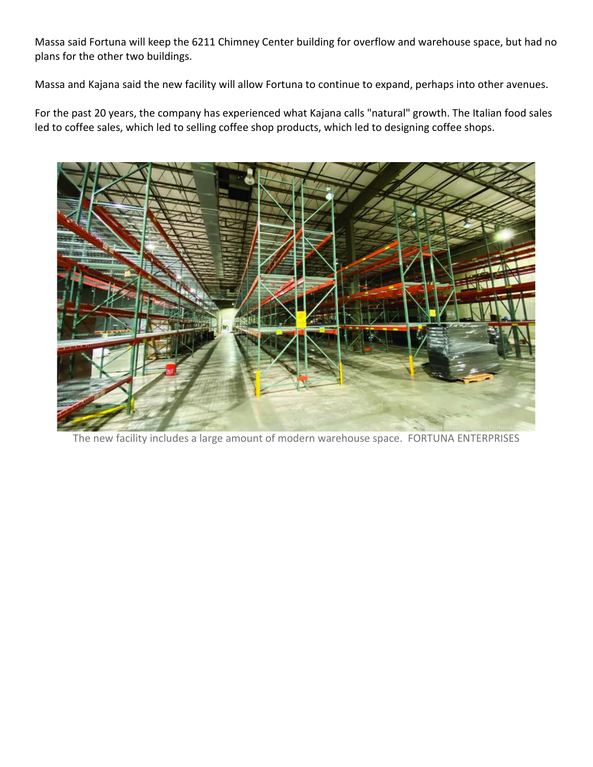Massa said Fortuna will keep the 6211 Chimney Center building for overflow and warehouse space, but had no plans for the other two buildings.

Massa and Kajana said the new facility will allow Fortuna to continue to expand, perhaps into other avenues.

For the past 20 years, the company has experienced what Kajana calls "natural" growth. The Italian food sales led to coffee sales, which led to selling coffee shop products, which led to designing coffee shops.

The new facility includes a large amount of modern warehouse space. FORTUNA ENTERPRISES